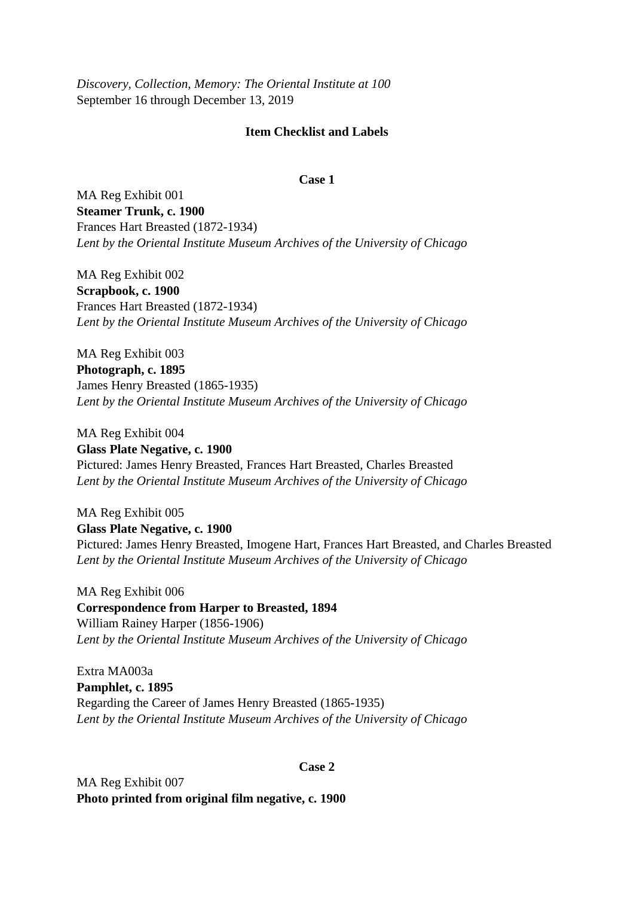*Discovery, Collection, Memory: The Oriental Institute at 100*
September 16 through December 13, 2019

**Item Checklist and Labels**

**Case 1**

MA Reg Exhibit 001
**Steamer Trunk, c. 1900**
Frances Hart Breasted (1872-1934)
*Lent by the Oriental Institute Museum Archives of the University of Chicago*

MA Reg Exhibit 002
**Scrapbook, c. 1900**
Frances Hart Breasted (1872-1934)
*Lent by the Oriental Institute Museum Archives of the University of Chicago*

MA Reg Exhibit 003
**Photograph, c. 1895**
James Henry Breasted (1865-1935)
*Lent by the Oriental Institute Museum Archives of the University of Chicago*

MA Reg Exhibit 004
**Glass Plate Negative, c. 1900**
Pictured: James Henry Breasted, Frances Hart Breasted, Charles Breasted
*Lent by the Oriental Institute Museum Archives of the University of Chicago*

MA Reg Exhibit 005
**Glass Plate Negative, c. 1900**
Pictured: James Henry Breasted, Imogene Hart, Frances Hart Breasted, and Charles Breasted
*Lent by the Oriental Institute Museum Archives of the University of Chicago*

MA Reg Exhibit 006
**Correspondence from Harper to Breasted, 1894**
William Rainey Harper (1856-1906)
*Lent by the Oriental Institute Museum Archives of the University of Chicago*

Extra MA003a
**Pamphlet, c. 1895**
Regarding the Career of James Henry Breasted (1865-1935)
*Lent by the Oriental Institute Museum Archives of the University of Chicago*

**Case 2**

MA Reg Exhibit 007
**Photo printed from original film negative, c. 1900**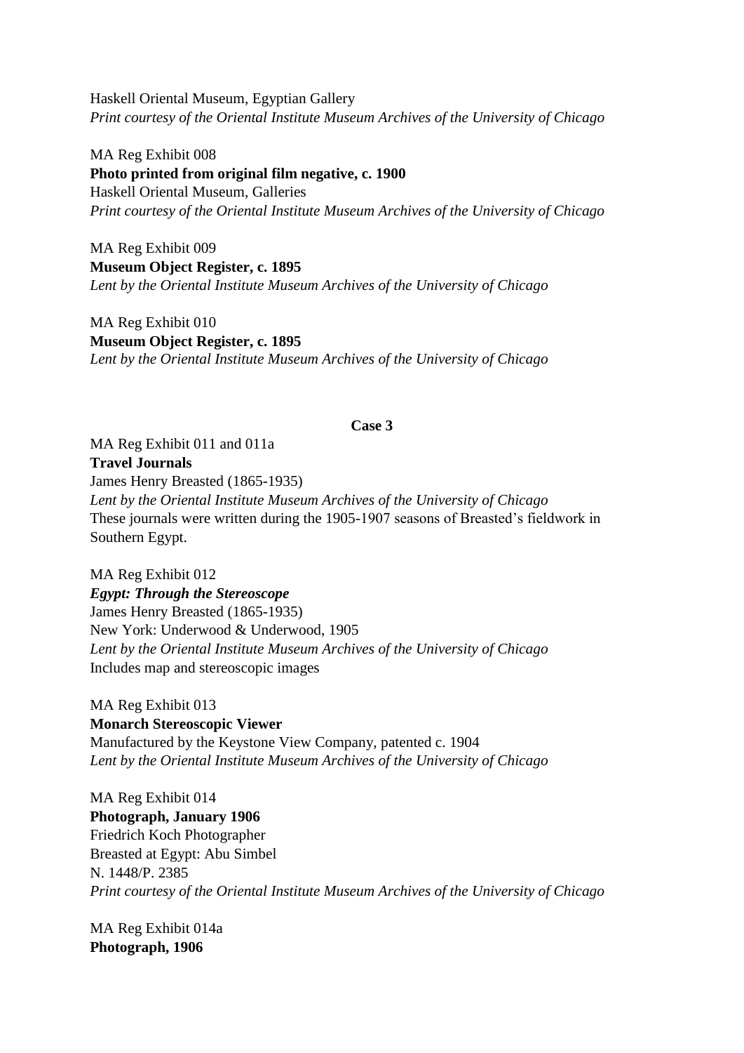Haskell Oriental Museum, Egyptian Gallery
*Print courtesy of the Oriental Institute Museum Archives of the University of Chicago*

MA Reg Exhibit 008
**Photo printed from original film negative, c. 1900**
Haskell Oriental Museum, Galleries
*Print courtesy of the Oriental Institute Museum Archives of the University of Chicago*

MA Reg Exhibit 009
**Museum Object Register, c. 1895**
*Lent by the Oriental Institute Museum Archives of the University of Chicago*

MA Reg Exhibit 010
**Museum Object Register, c. 1895**
*Lent by the Oriental Institute Museum Archives of the University of Chicago*

**Case 3**

MA Reg Exhibit 011 and 011a
**Travel Journals**
James Henry Breasted (1865-1935)
*Lent by the Oriental Institute Museum Archives of the University of Chicago*
These journals were written during the 1905-1907 seasons of Breasted's fieldwork in Southern Egypt.

MA Reg Exhibit 012
***Egypt: Through the Stereoscope***
James Henry Breasted (1865-1935)
New York: Underwood & Underwood, 1905
*Lent by the Oriental Institute Museum Archives of the University of Chicago*
Includes map and stereoscopic images

MA Reg Exhibit 013
**Monarch Stereoscopic Viewer**
Manufactured by the Keystone View Company, patented c. 1904
*Lent by the Oriental Institute Museum Archives of the University of Chicago*

MA Reg Exhibit 014
**Photograph, January 1906**
Friedrich Koch Photographer
Breasted at Egypt: Abu Simbel
N. 1448/P. 2385
*Print courtesy of the Oriental Institute Museum Archives of the University of Chicago*

MA Reg Exhibit 014a
**Photograph, 1906**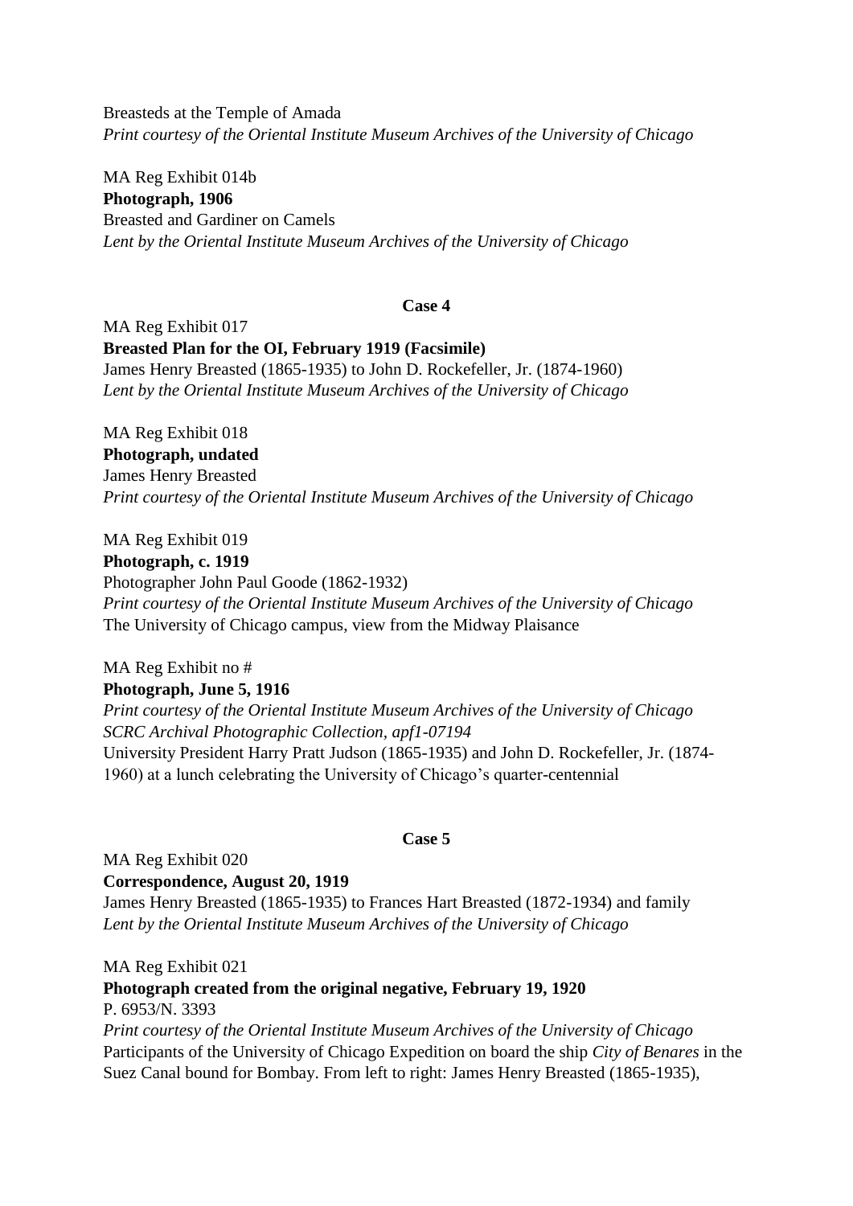Breasteds at the Temple of Amada
*Print courtesy of the Oriental Institute Museum Archives of the University of Chicago*

MA Reg Exhibit 014b
**Photograph, 1906**
Breasted and Gardiner on Camels
*Lent by the Oriental Institute Museum Archives of the University of Chicago*

**Case 4**

MA Reg Exhibit 017
**Breasted Plan for the OI, February 1919 (Facsimile)**
James Henry Breasted (1865-1935) to John D. Rockefeller, Jr. (1874-1960)
*Lent by the Oriental Institute Museum Archives of the University of Chicago*

MA Reg Exhibit 018
**Photograph, undated**
James Henry Breasted
*Print courtesy of the Oriental Institute Museum Archives of the University of Chicago*

MA Reg Exhibit 019
**Photograph, c. 1919**
Photographer John Paul Goode (1862-1932)
*Print courtesy of the Oriental Institute Museum Archives of the University of Chicago*
The University of Chicago campus, view from the Midway Plaisance

MA Reg Exhibit no #
**Photograph, June 5, 1916**
*Print courtesy of the Oriental Institute Museum Archives of the University of Chicago*
*SCRC Archival Photographic Collection, apf1-07194*
University President Harry Pratt Judson (1865-1935) and John D. Rockefeller, Jr. (1874-1960) at a lunch celebrating the University of Chicago's quarter-centennial

**Case 5**

MA Reg Exhibit 020
**Correspondence, August 20, 1919**
James Henry Breasted (1865-1935) to Frances Hart Breasted (1872-1934) and family
*Lent by the Oriental Institute Museum Archives of the University of Chicago*

MA Reg Exhibit 021
**Photograph created from the original negative, February 19, 1920**
P. 6953/N. 3393
*Print courtesy of the Oriental Institute Museum Archives of the University of Chicago*
Participants of the University of Chicago Expedition on board the ship *City of Benares* in the Suez Canal bound for Bombay. From left to right: James Henry Breasted (1865-1935),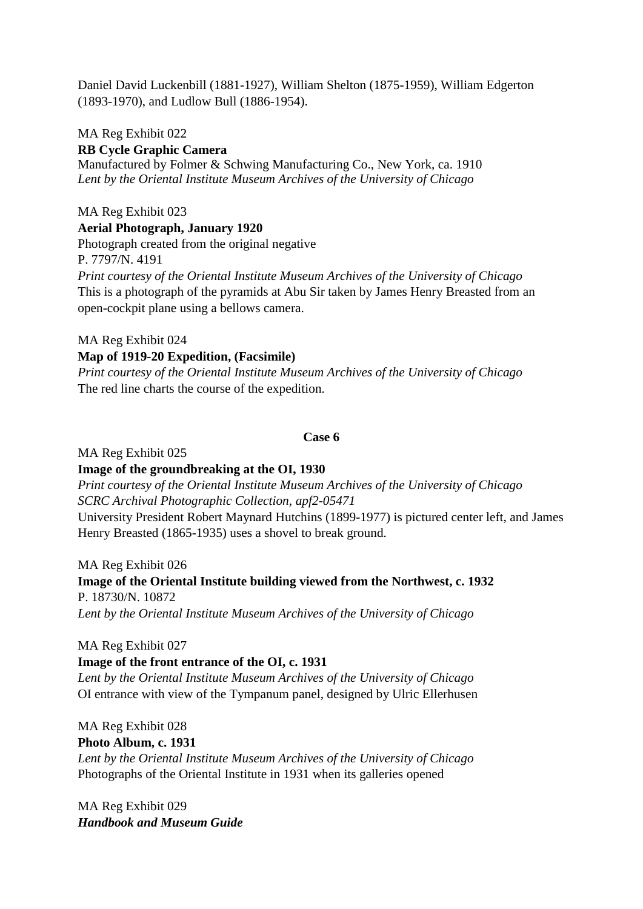Daniel David Luckenbill (1881-1927), William Shelton (1875-1959), William Edgerton (1893-1970), and Ludlow Bull (1886-1954).

MA Reg Exhibit 022
**RB Cycle Graphic Camera**
Manufactured by Folmer & Schwing Manufacturing Co., New York, ca. 1910
*Lent by the Oriental Institute Museum Archives of the University of Chicago*

MA Reg Exhibit 023
**Aerial Photograph, January 1920**
Photograph created from the original negative
P. 7797/N. 4191
*Print courtesy of the Oriental Institute Museum Archives of the University of Chicago*
This is a photograph of the pyramids at Abu Sir taken by James Henry Breasted from an open-cockpit plane using a bellows camera.

MA Reg Exhibit 024
**Map of 1919-20 Expedition, (Facsimile)**
*Print courtesy of the Oriental Institute Museum Archives of the University of Chicago*
The red line charts the course of the expedition.

**Case 6**

MA Reg Exhibit 025
**Image of the groundbreaking at the OI, 1930**
*Print courtesy of the Oriental Institute Museum Archives of the University of Chicago*
*SCRC Archival Photographic Collection, apf2-05471*
University President Robert Maynard Hutchins (1899-1977) is pictured center left, and James Henry Breasted (1865-1935) uses a shovel to break ground.

MA Reg Exhibit 026
**Image of the Oriental Institute building viewed from the Northwest, c. 1932**
P. 18730/N. 10872
*Lent by the Oriental Institute Museum Archives of the University of Chicago*

MA Reg Exhibit 027
**Image of the front entrance of the OI, c. 1931**
*Lent by the Oriental Institute Museum Archives of the University of Chicago*
OI entrance with view of the Tympanum panel, designed by Ulric Ellerhusen

MA Reg Exhibit 028
**Photo Album, c. 1931**
*Lent by the Oriental Institute Museum Archives of the University of Chicago*
Photographs of the Oriental Institute in 1931 when its galleries opened

MA Reg Exhibit 029
***Handbook and Museum Guide***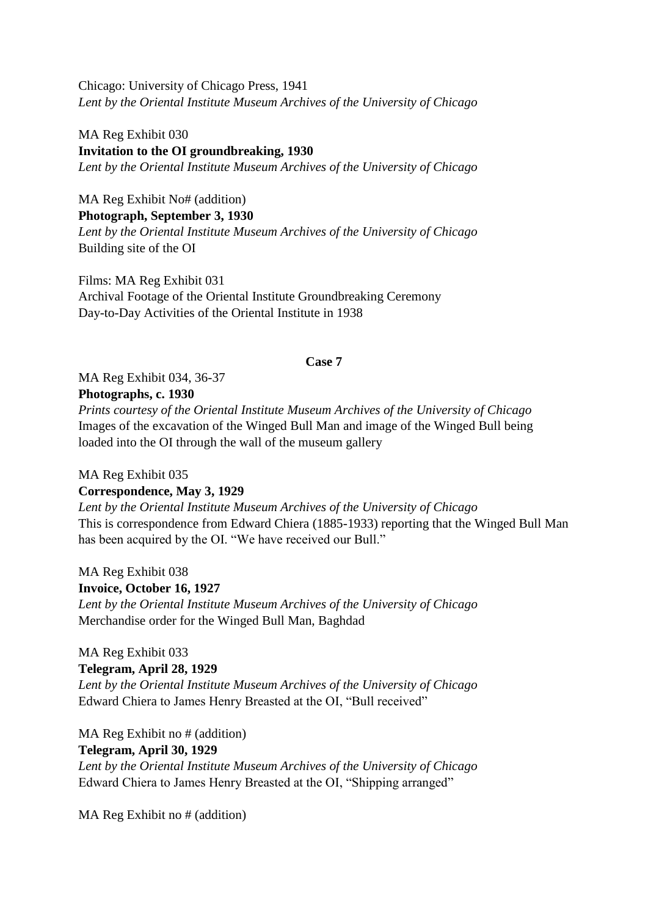Chicago: University of Chicago Press, 1941
*Lent by the Oriental Institute Museum Archives of the University of Chicago*

MA Reg Exhibit 030
**Invitation to the OI groundbreaking, 1930**
*Lent by the Oriental Institute Museum Archives of the University of Chicago*

MA Reg Exhibit No# (addition)
**Photograph, September 3, 1930**
*Lent by the Oriental Institute Museum Archives of the University of Chicago*
Building site of the OI

Films: MA Reg Exhibit 031
Archival Footage of the Oriental Institute Groundbreaking Ceremony
Day-to-Day Activities of the Oriental Institute in 1938

**Case 7**

MA Reg Exhibit 034, 36-37
**Photographs, c. 1930**
*Prints courtesy of the Oriental Institute Museum Archives of the University of Chicago*
Images of the excavation of the Winged Bull Man and image of the Winged Bull being loaded into the OI through the wall of the museum gallery

MA Reg Exhibit 035
**Correspondence, May 3, 1929**
*Lent by the Oriental Institute Museum Archives of the University of Chicago*
This is correspondence from Edward Chiera (1885-1933) reporting that the Winged Bull Man has been acquired by the OI. "We have received our Bull."

MA Reg Exhibit 038
**Invoice, October 16, 1927**
*Lent by the Oriental Institute Museum Archives of the University of Chicago*
Merchandise order for the Winged Bull Man, Baghdad

MA Reg Exhibit 033
**Telegram, April 28, 1929**
*Lent by the Oriental Institute Museum Archives of the University of Chicago*
Edward Chiera to James Henry Breasted at the OI, "Bull received"

MA Reg Exhibit no # (addition)
**Telegram, April 30, 1929**
*Lent by the Oriental Institute Museum Archives of the University of Chicago*
Edward Chiera to James Henry Breasted at the OI, "Shipping arranged"

MA Reg Exhibit no # (addition)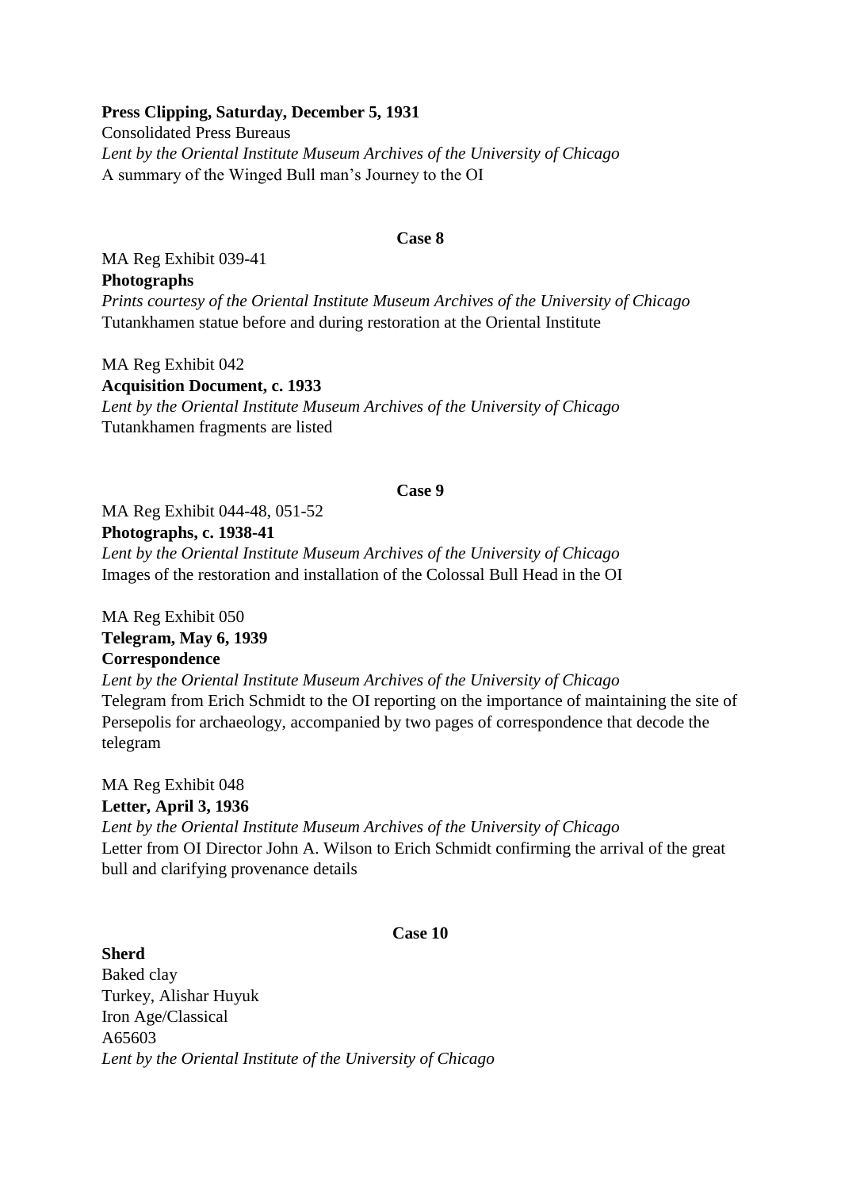**Press Clipping, Saturday, December 5, 1931**
Consolidated Press Bureaus
*Lent by the Oriental Institute Museum Archives of the University of Chicago*
A summary of the Winged Bull man's Journey to the OI

**Case 8**

MA Reg Exhibit 039-41
**Photographs**
*Prints courtesy of the Oriental Institute Museum Archives of the University of Chicago*
Tutankhamen statue before and during restoration at the Oriental Institute

MA Reg Exhibit 042
**Acquisition Document, c. 1933**
*Lent by the Oriental Institute Museum Archives of the University of Chicago*
Tutankhamen fragments are listed

**Case 9**

MA Reg Exhibit 044-48, 051-52
**Photographs, c. 1938-41**
*Lent by the Oriental Institute Museum Archives of the University of Chicago*
Images of the restoration and installation of the Colossal Bull Head in the OI

MA Reg Exhibit 050
**Telegram, May 6, 1939**
**Correspondence**
*Lent by the Oriental Institute Museum Archives of the University of Chicago*
Telegram from Erich Schmidt to the OI reporting on the importance of maintaining the site of Persepolis for archaeology, accompanied by two pages of correspondence that decode the telegram

MA Reg Exhibit 048
**Letter, April 3, 1936**
*Lent by the Oriental Institute Museum Archives of the University of Chicago*
Letter from OI Director John A. Wilson to Erich Schmidt confirming the arrival of the great bull and clarifying provenance details

**Case 10**

**Sherd**
Baked clay
Turkey, Alishar Huyuk
Iron Age/Classical
A65603
*Lent by the Oriental Institute of the University of Chicago*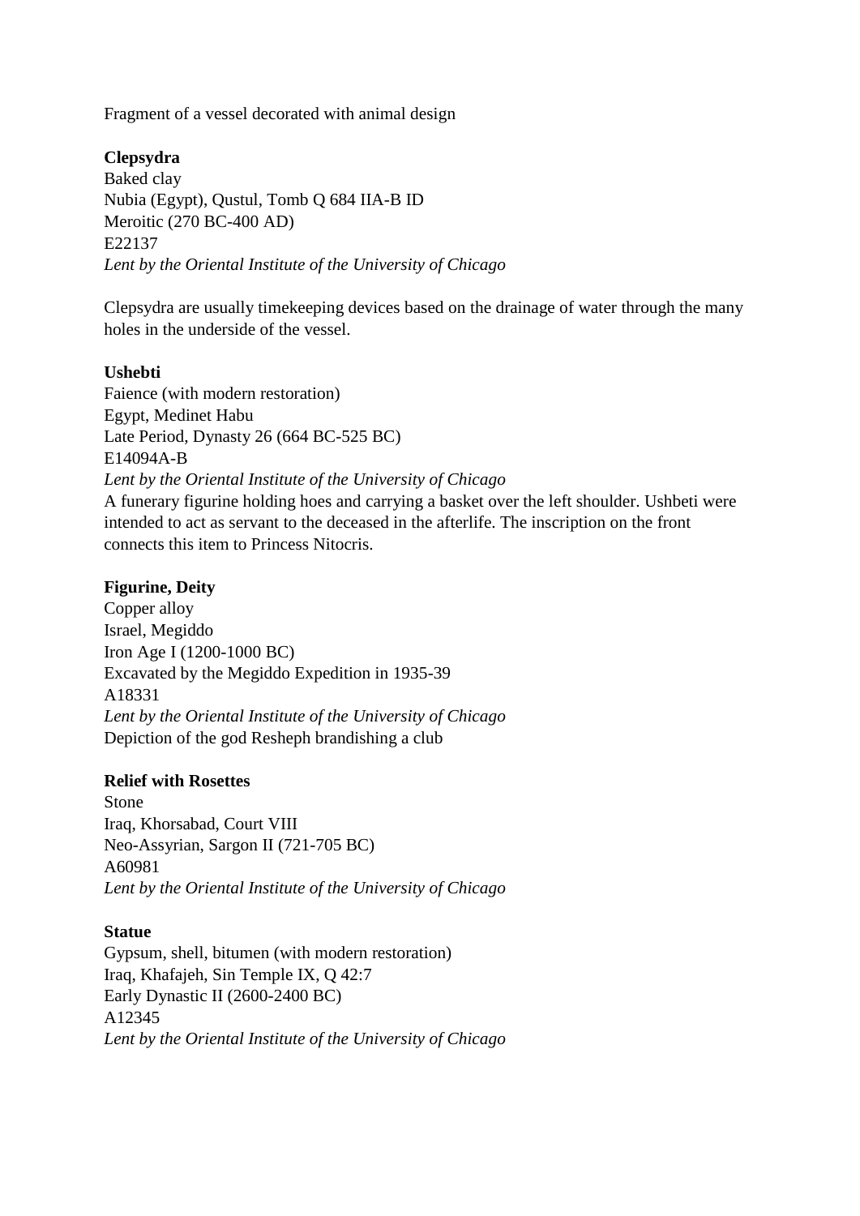Fragment of a vessel decorated with animal design

**Clepsydra**
Baked clay
Nubia (Egypt), Qustul, Tomb Q 684 IIA-B ID
Meroitic (270 BC-400 AD)
E22137
*Lent by the Oriental Institute of the University of Chicago*

Clepsydra are usually timekeeping devices based on the drainage of water through the many holes in the underside of the vessel.

**Ushebti**
Faience (with modern restoration)
Egypt, Medinet Habu
Late Period, Dynasty 26 (664 BC-525 BC)
E14094A-B
*Lent by the Oriental Institute of the University of Chicago*
A funerary figurine holding hoes and carrying a basket over the left shoulder. Ushbeti were intended to act as servant to the deceased in the afterlife. The inscription on the front connects this item to Princess Nitocris.

**Figurine, Deity**
Copper alloy
Israel, Megiddo
Iron Age I (1200-1000 BC)
Excavated by the Megiddo Expedition in 1935-39
A18331
*Lent by the Oriental Institute of the University of Chicago*
Depiction of the god Resheph brandishing a club

**Relief with Rosettes**
Stone
Iraq, Khorsabad, Court VIII
Neo-Assyrian, Sargon II (721-705 BC)
A60981
*Lent by the Oriental Institute of the University of Chicago*

**Statue**
Gypsum, shell, bitumen (with modern restoration)
Iraq, Khafajeh, Sin Temple IX, Q 42:7
Early Dynastic II (2600-2400 BC)
A12345
*Lent by the Oriental Institute of the University of Chicago*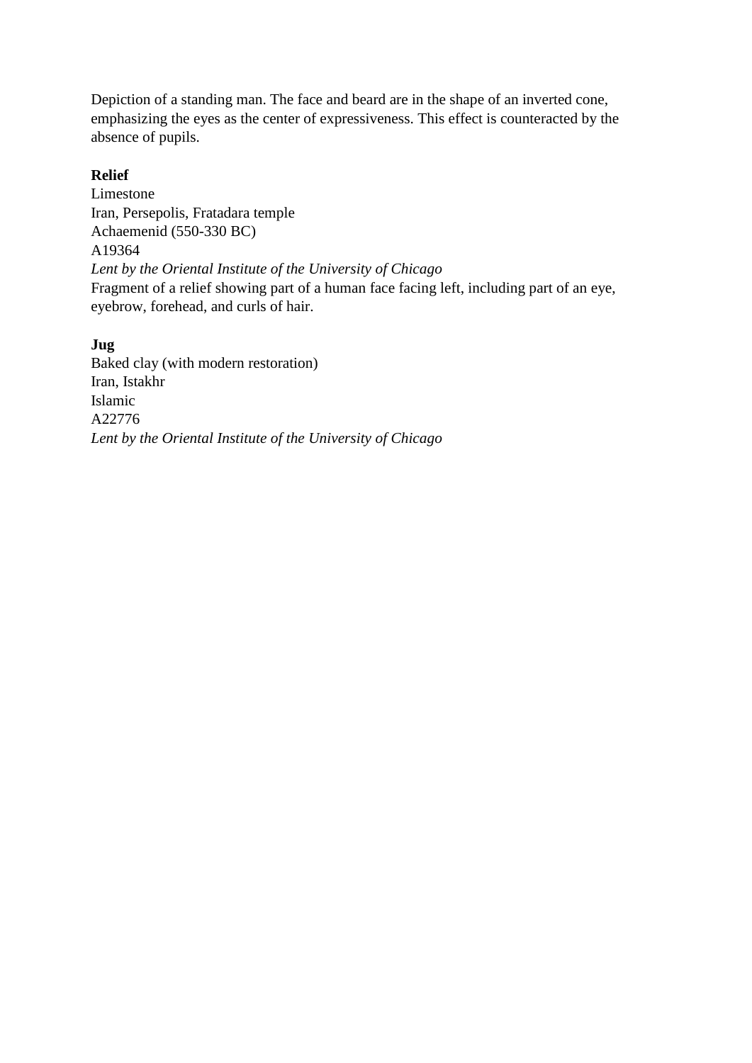Depiction of a standing man. The face and beard are in the shape of an inverted cone, emphasizing the eyes as the center of expressiveness. This effect is counteracted by the absence of pupils.

**Relief**
Limestone
Iran, Persepolis, Fratadara temple
Achaemenid (550-330 BC)
A19364
*Lent by the Oriental Institute of the University of Chicago*
Fragment of a relief showing part of a human face facing left, including part of an eye, eyebrow, forehead, and curls of hair.

**Jug**
Baked clay (with modern restoration)
Iran, Istakhr
Islamic
A22776
*Lent by the Oriental Institute of the University of Chicago*